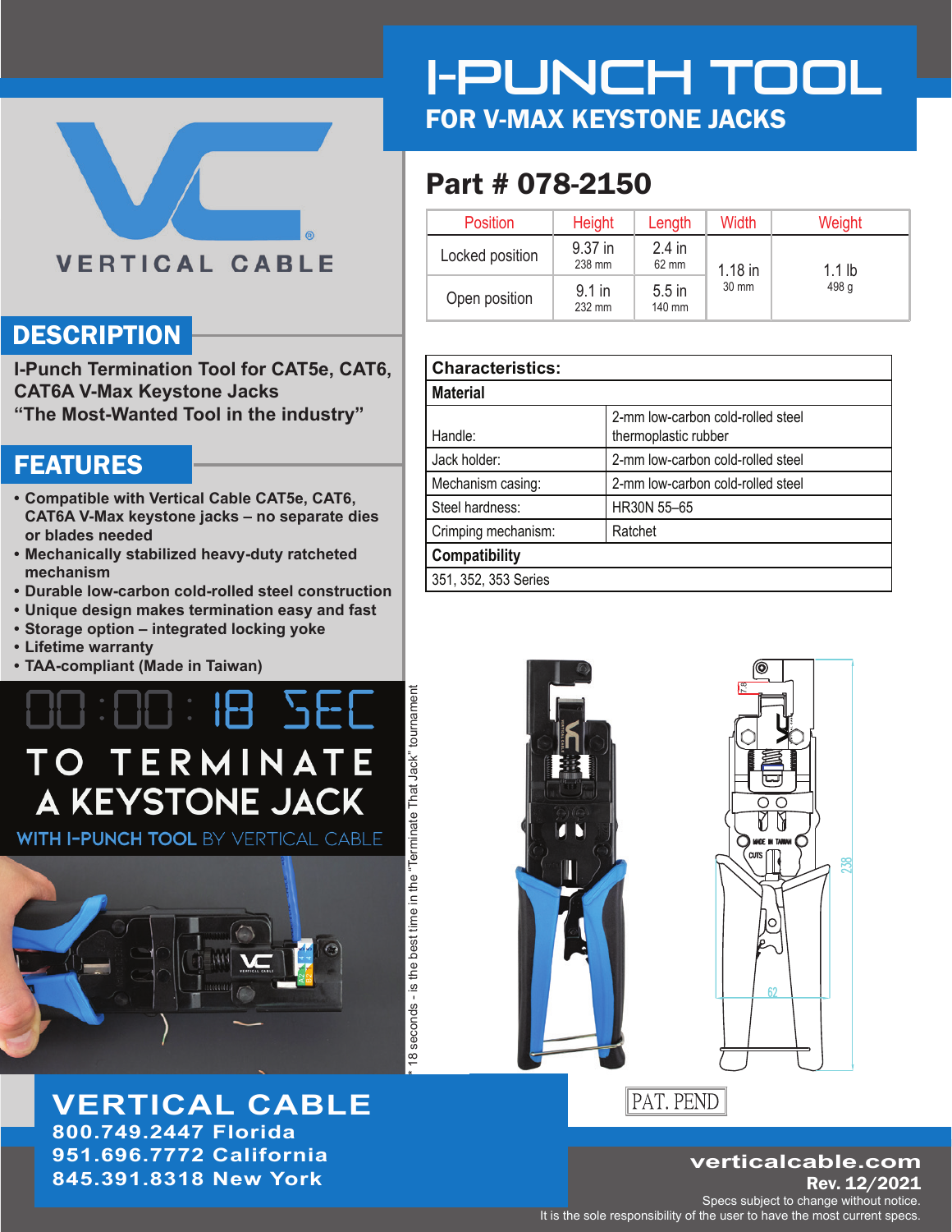# I-PUNCH TOOL

## FOR V-MAX KEYSTONE JACKS

VERTICAL CABLE

## Part # 078-2150

| Position | Height | Length | Width | Weight |
|---|---|---|---|---|
| Locked position | 9.37 in<br>238 mm | 2.4 in<br>62 mm | 1.18 in<br>30 mm | 1.1 lb<br>498 g |
| Open position | 9.1 in<br>232 mm | 5.5 in<br>140 mm | | |

## DESCRIPTION

**I-Punch Termination Tool for CAT5e, CAT6, CAT6A V-Max Keystone Jacks**
**"The Most-Wanted Tool in the industry"**

## FEATURES

- **Compatible with Vertical Cable CAT5e, CAT6, CAT6A V-Max keystone jacks – no separate dies or blades needed**
- **Mechanically stabilized heavy-duty ratcheted mechanism**
- **Durable low-carbon cold-rolled steel construction**
- **Unique design makes termination easy and fast**
- **Storage option – integrated locking yoke**
- **Lifetime warranty**
- **TAA-compliant (Made in Taiwan)**

| Characteristics: | |
|---|---|
| **Material** | |
| Handle: | 2-mm low-carbon cold-rolled steel<br>thermoplastic rubber |
| Jack holder: | 2-mm low-carbon cold-rolled steel |
| Mechanism casing: | 2-mm low-carbon cold-rolled steel |
| Steel hardness: | HR30N 55–65 |
| Crimping mechanism: | Ratchet |
| **Compatibility** | |
| 351, 352, 353 Series | |

00:00:18 SEC
TO TERMINATE A KEYSTONE JACK
WITH I-PUNCH TOOL BY VERTICAL CABLE

\* 18 seconds - is the best time in the "Terminate That Jack" tournament

PAT. PEND

**VERTICAL CABLE**
**800.749.2447 Florida**
**951.696.7772 California**
**845.391.8318 New York**

**verticalcable.com**
**Rev. 12/2021**
Specs subject to change without notice.
It is the sole responsibility of the user to have the most current specs.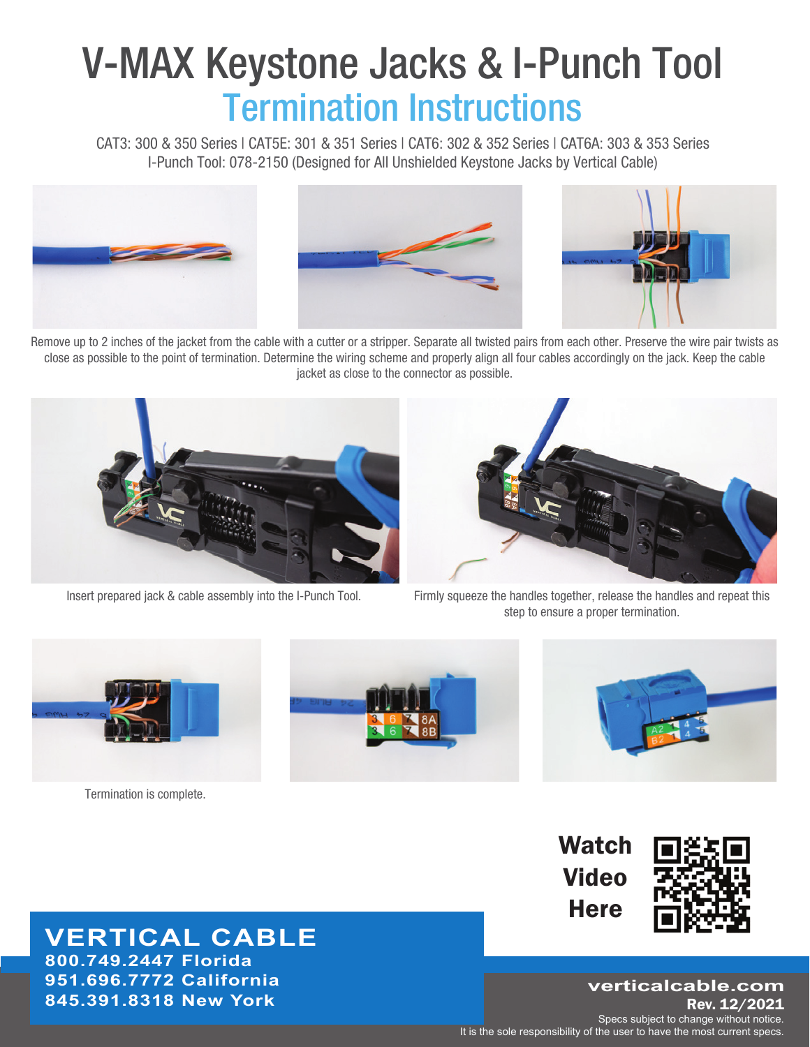# V-MAX Keystone Jacks & I-Punch Tool

## Termination Instructions

CAT3: 300 & 350 Series | CAT5E: 301 & 351 Series | CAT6: 302 & 352 Series | CAT6A: 303 & 353 Series
I-Punch Tool: 078-2150 (Designed for All Unshielded Keystone Jacks by Vertical Cable)

Remove up to 2 inches of the jacket from the cable with a cutter or a stripper. Separate all twisted pairs from each other. Preserve the wire pair twists as close as possible to the point of termination. Determine the wiring scheme and properly align all four cables accordingly on the jack. Keep the cable jacket as close to the connector as possible.

Insert prepared jack & cable assembly into the I-Punch Tool.

Firmly squeeze the handles together, release the handles and repeat this step to ensure a proper termination.

Termination is complete.

**Watch Video Here**

## VERTICAL CABLE

**800.749.2447 Florida**
**951.696.7772 California**
**845.391.8318 New York**

**verticalcable.com**
**Rev. 12/2021**
Specs subject to change without notice.
It is the sole responsibility of the user to have the most current specs.